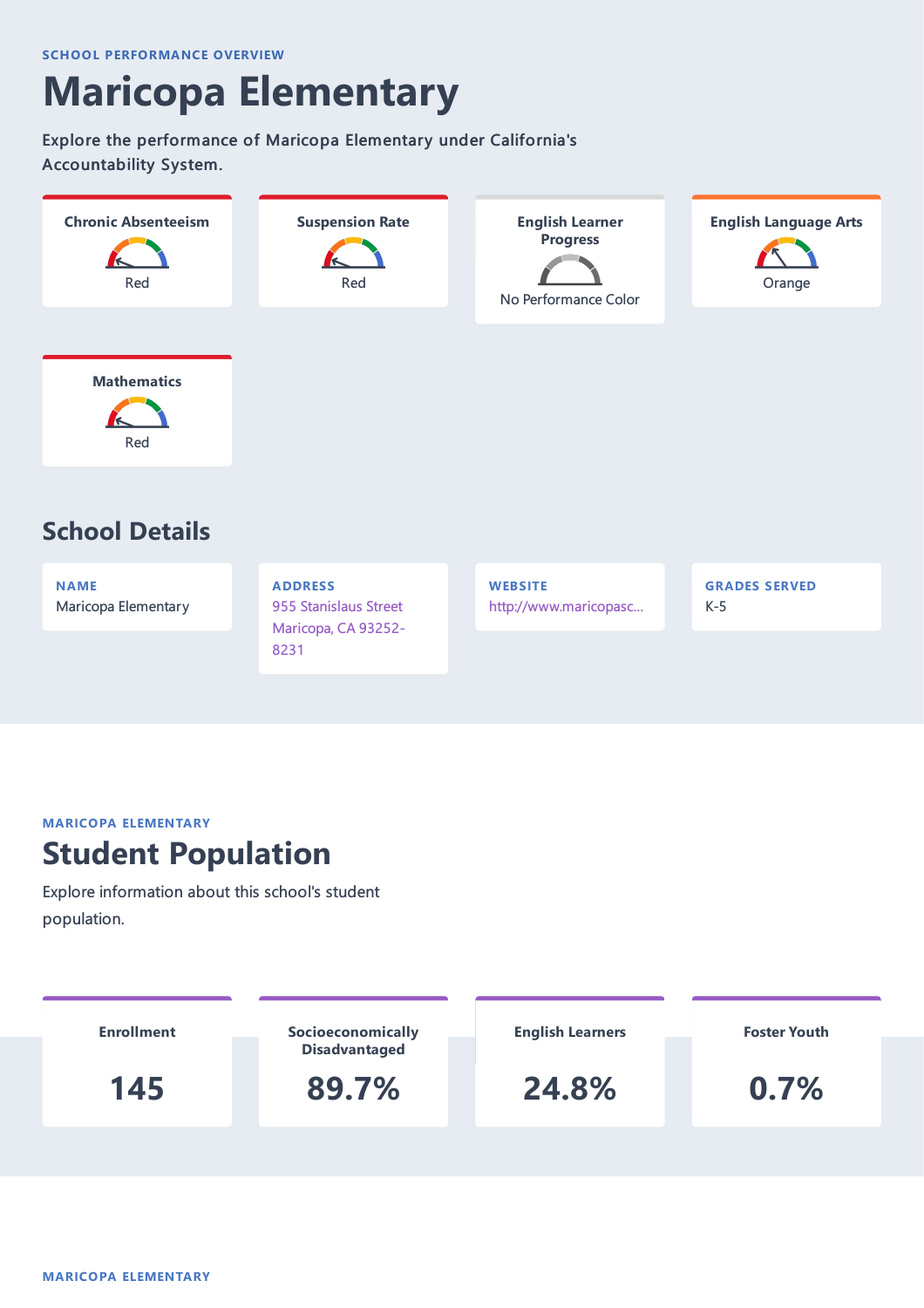SCHOOL PERFORMANCE OVERVIEW

# Maricopa Elementary

Explore the performance of Maricopa Elementary under California's Accountability System.

**Chronic Absenteeism**
Red

**Suspension Rate**
Red

**English Learner Progress**
No Performance Color

**English Language Arts**
Orange

**Mathematics**
Red

## School Details

**NAME**
Maricopa Elementary

**ADDRESS**
955 Stanislaus Street
Maricopa, CA 93252-8231

**WEBSITE**
http://www.maricopasc...

**GRADES SERVED**
K-5

MARICOPA ELEMENTARY

## Student Population

Explore information about this school's student population.

**Enrollment**
145

**Socioeconomically Disadvantaged**
89.7%

**English Learners**
24.8%

**Foster Youth**
0.7%

MARICOPA ELEMENTARY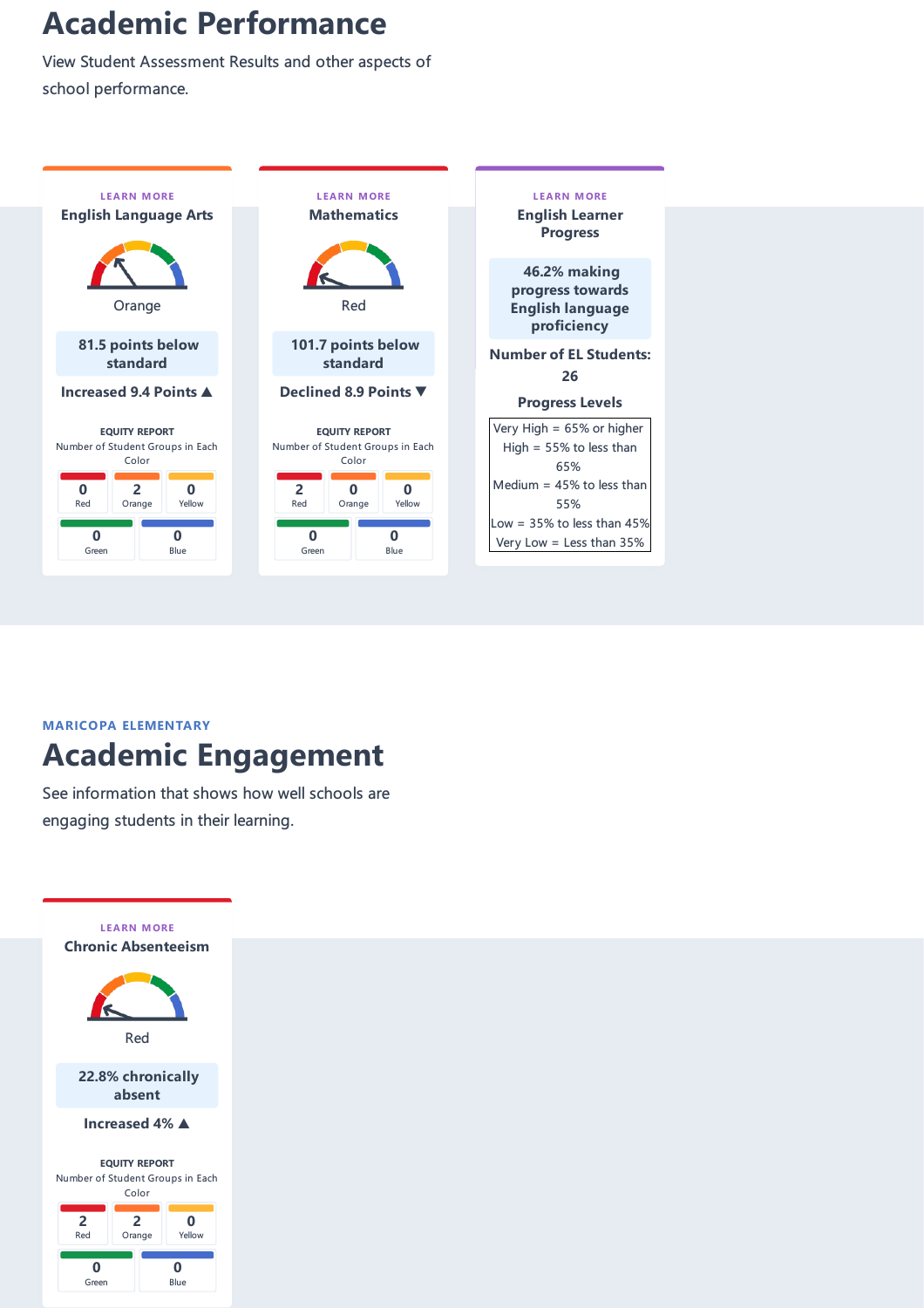# Academic Performance

View Student Assessment Results and other aspects of school performance.

### English Language Arts

LEARN MORE

Orange

**81.5 points below standard**

**Increased 9.4 Points ▲**

EQUITY REPORT
Number of Student Groups in Each Color

| Red | Orange | Yellow | Green | Blue |
|---|---|---|---|---|
| 0 | 2 | 0 | 0 | 0 |

### Mathematics

LEARN MORE

Red

**101.7 points below standard**

**Declined 8.9 Points ▼**

EQUITY REPORT
Number of Student Groups in Each Color

| Red | Orange | Yellow | Green | Blue |
|---|---|---|---|---|
| 2 | 0 | 0 | 0 | 0 |

### English Learner Progress

LEARN MORE

**46.2% making progress towards English language proficiency**

**Number of EL Students: 26**

**Progress Levels**

| Progress Levels |
|---|
| Very High = 65% or higher |
| High = 55% to less than 65% |
| Medium = 45% to less than 55% |
| Low = 35% to less than 45% |
| Very Low = Less than 35% |

MARICOPA ELEMENTARY

# Academic Engagement

See information that shows how well schools are engaging students in their learning.

### Chronic Absenteeism

LEARN MORE

Red

**22.8% chronically absent**

**Increased 4% ▲**

EQUITY REPORT
Number of Student Groups in Each Color

| Red | Orange | Yellow | Green | Blue |
|---|---|---|---|---|
| 2 | 2 | 0 | 0 | 0 |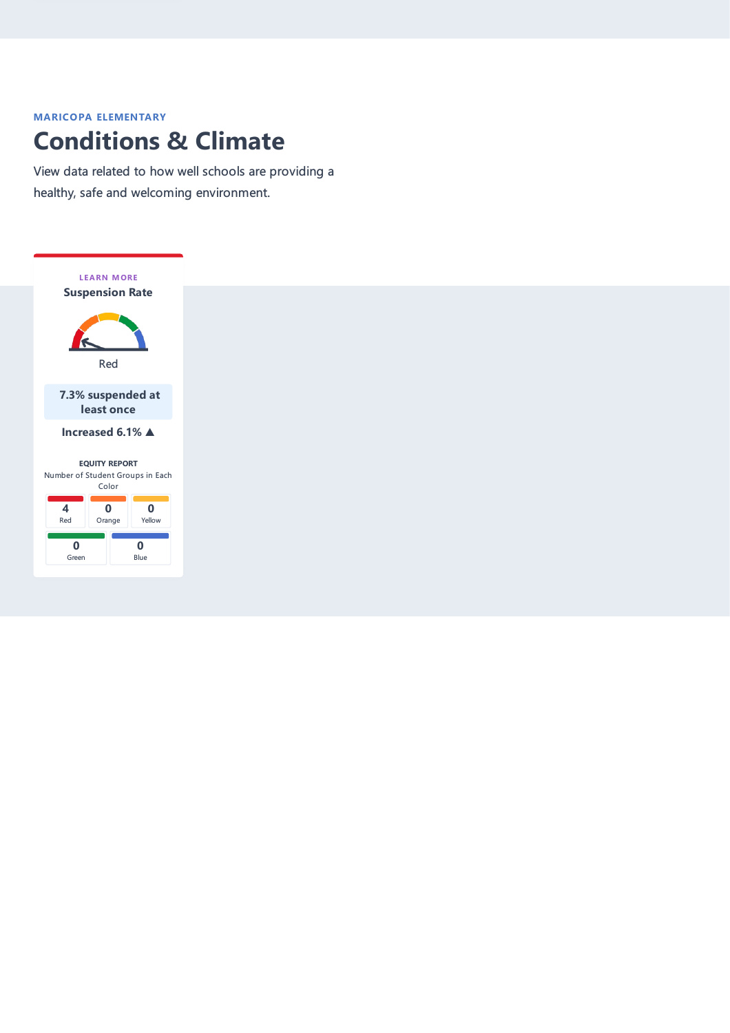MARICOPA ELEMENTARY

# Conditions & Climate

View data related to how well schools are providing a healthy, safe and welcoming environment.

LEARN MORE

### Suspension Rate

Red

**7.3% suspended at least once**

**Increased 6.1% ▲**

**EQUITY REPORT**

Number of Student Groups in Each Color

| | | | | |
|---|---|---|---|---|
| 4 | 0 | 0 | 0 | 0 |
| Red | Orange | Yellow | Green | Blue |